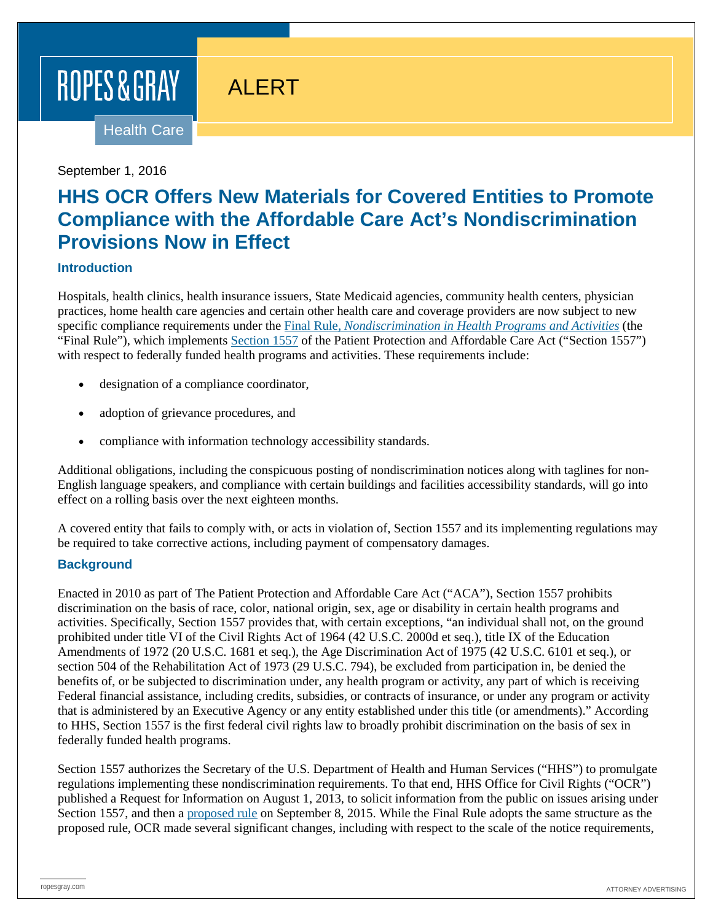ROPES & GRAY

ALERT

Health Care

September 1, 2016

# HHS OCR Offers New Materials for Covered Entities to Promote Compliance with the Affordable Care Act's Nondiscrimination Provisions Now in Effect

## Introduction

Hospitals, health clinics, health insurance issuers, State Medicaid agencies, community health centers, physician practices, home health care agencies and certain other health care and coverage providers are now subject to new specific compliance requirements under the [Final Rule, *Nondiscrimination in Health Programs and Activities*](#) (the "Final Rule"), which implements [Section 1557](#) of the Patient Protection and Affordable Care Act ("Section 1557") with respect to federally funded health programs and activities. These requirements include:

- designation of a compliance coordinator,
- adoption of grievance procedures, and
- compliance with information technology accessibility standards.

Additional obligations, including the conspicuous posting of nondiscrimination notices along with taglines for non-English language speakers, and compliance with certain buildings and facilities accessibility standards, will go into effect on a rolling basis over the next eighteen months.

A covered entity that fails to comply with, or acts in violation of, Section 1557 and its implementing regulations may be required to take corrective actions, including payment of compensatory damages.

## Background

Enacted in 2010 as part of The Patient Protection and Affordable Care Act ("ACA"), Section 1557 prohibits discrimination on the basis of race, color, national origin, sex, age or disability in certain health programs and activities. Specifically, Section 1557 provides that, with certain exceptions, "an individual shall not, on the ground prohibited under title VI of the Civil Rights Act of 1964 (42 U.S.C. 2000d et seq.), title IX of the Education Amendments of 1972 (20 U.S.C. 1681 et seq.), the Age Discrimination Act of 1975 (42 U.S.C. 6101 et seq.), or section 504 of the Rehabilitation Act of 1973 (29 U.S.C. 794), be excluded from participation in, be denied the benefits of, or be subjected to discrimination under, any health program or activity, any part of which is receiving Federal financial assistance, including credits, subsidies, or contracts of insurance, or under any program or activity that is administered by an Executive Agency or any entity established under this title (or amendments)." According to HHS, Section 1557 is the first federal civil rights law to broadly prohibit discrimination on the basis of sex in federally funded health programs.

Section 1557 authorizes the Secretary of the U.S. Department of Health and Human Services ("HHS") to promulgate regulations implementing these nondiscrimination requirements. To that end, HHS Office for Civil Rights ("OCR") published a Request for Information on August 1, 2013, to solicit information from the public on issues arising under Section 1557, and then a [proposed rule](#) on September 8, 2015. While the Final Rule adopts the same structure as the proposed rule, OCR made several significant changes, including with respect to the scale of the notice requirements,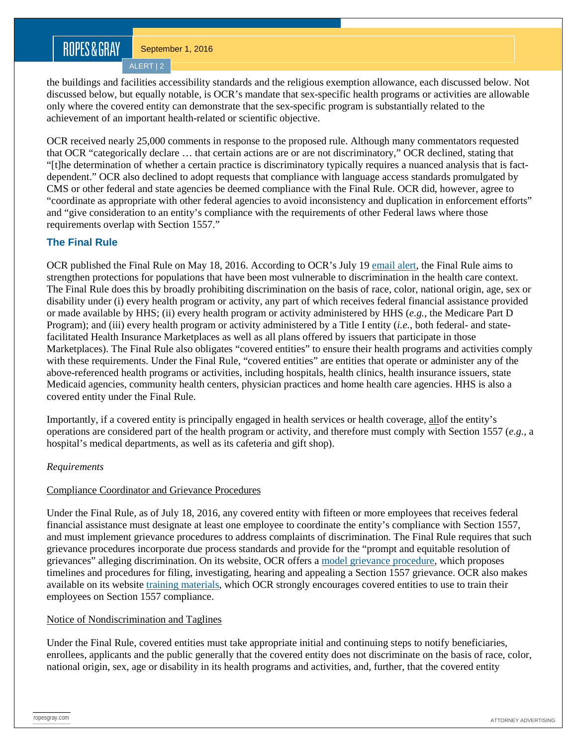the buildings and facilities accessibility standards and the religious exemption allowance, each discussed below. Not discussed below, but equally notable, is OCR's mandate that sex-specific health programs or activities are allowable only where the covered entity can demonstrate that the sex-specific program is substantially related to the achievement of an important health-related or scientific objective.

OCR received nearly 25,000 comments in response to the proposed rule. Although many commentators requested that OCR "categorically declare … that certain actions are or are not discriminatory," OCR declined, stating that "[t]he determination of whether a certain practice is discriminatory typically requires a nuanced analysis that is fact-dependent." OCR also declined to adopt requests that compliance with language access standards promulgated by CMS or other federal and state agencies be deemed compliance with the Final Rule. OCR did, however, agree to "coordinate as appropriate with other federal agencies to avoid inconsistency and duplication in enforcement efforts" and "give consideration to an entity's compliance with the requirements of other Federal laws where those requirements overlap with Section 1557."

## The Final Rule

OCR published the Final Rule on May 18, 2016. According to OCR's July 19 email alert, the Final Rule aims to strengthen protections for populations that have been most vulnerable to discrimination in the health care context. The Final Rule does this by broadly prohibiting discrimination on the basis of race, color, national origin, age, sex or disability under (i) every health program or activity, any part of which receives federal financial assistance provided or made available by HHS; (ii) every health program or activity administered by HHS (*e.g.*, the Medicare Part D Program); and (iii) every health program or activity administered by a Title I entity (*i.e.*, both federal- and state-facilitated Health Insurance Marketplaces as well as all plans offered by issuers that participate in those Marketplaces). The Final Rule also obligates "covered entities" to ensure their health programs and activities comply with these requirements. Under the Final Rule, "covered entities" are entities that operate or administer any of the above-referenced health programs or activities, including hospitals, health clinics, health insurance issuers, state Medicaid agencies, community health centers, physician practices and home health care agencies. HHS is also a covered entity under the Final Rule.

Importantly, if a covered entity is principally engaged in health services or health coverage, all of the entity's operations are considered part of the health program or activity, and therefore must comply with Section 1557 (*e.g.*, a hospital's medical departments, as well as its cafeteria and gift shop).

*Requirements*

Compliance Coordinator and Grievance Procedures

Under the Final Rule, as of July 18, 2016, any covered entity with fifteen or more employees that receives federal financial assistance must designate at least one employee to coordinate the entity's compliance with Section 1557, and must implement grievance procedures to address complaints of discrimination. The Final Rule requires that such grievance procedures incorporate due process standards and provide for the "prompt and equitable resolution of grievances" alleging discrimination. On its website, OCR offers a model grievance procedure, which proposes timelines and procedures for filing, investigating, hearing and appealing a Section 1557 grievance. OCR also makes available on its website training materials, which OCR strongly encourages covered entities to use to train their employees on Section 1557 compliance.

Notice of Nondiscrimination and Taglines

Under the Final Rule, covered entities must take appropriate initial and continuing steps to notify beneficiaries, enrollees, applicants and the public generally that the covered entity does not discriminate on the basis of race, color, national origin, sex, age or disability in its health programs and activities, and, further, that the covered entity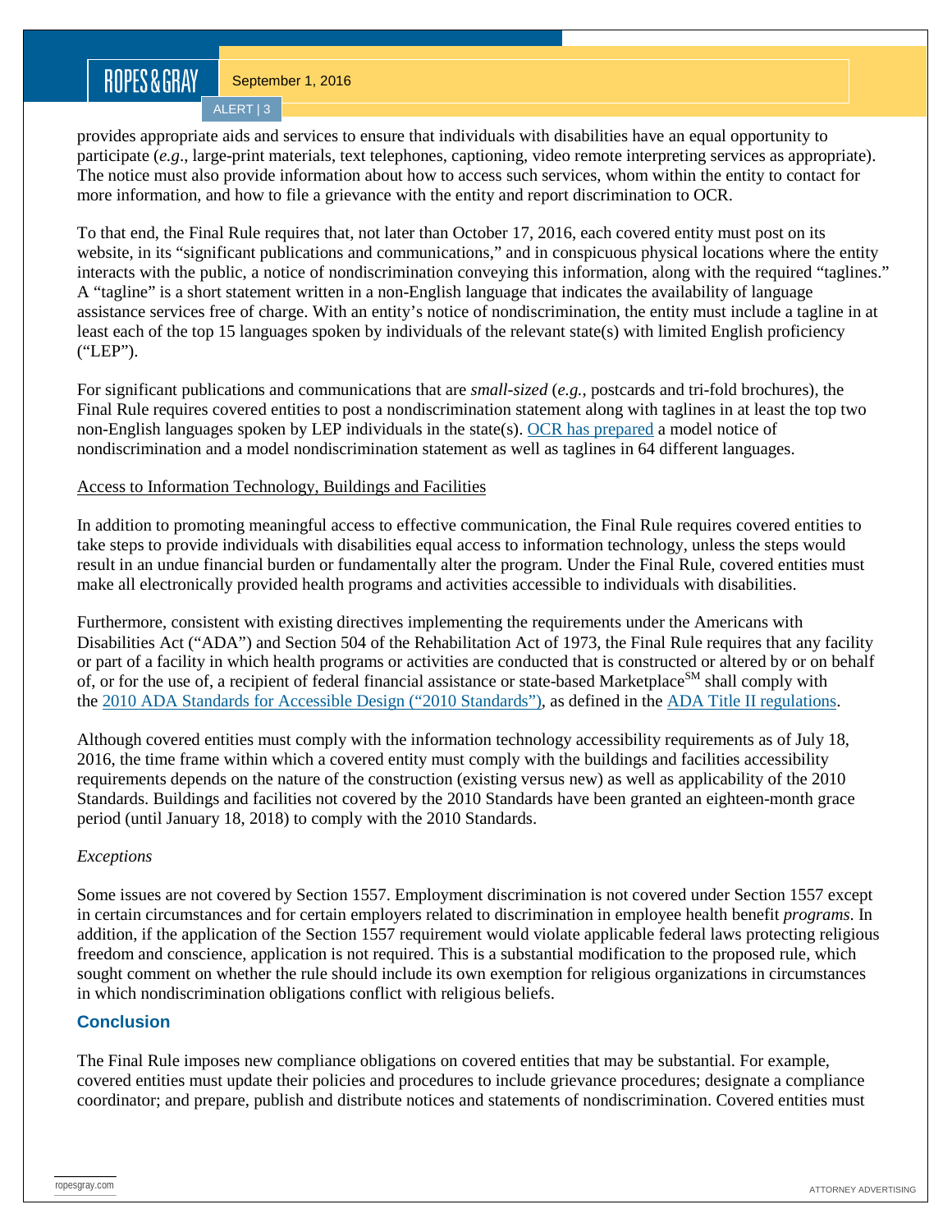provides appropriate aids and services to ensure that individuals with disabilities have an equal opportunity to participate (*e.g*., large-print materials, text telephones, captioning, video remote interpreting services as appropriate). The notice must also provide information about how to access such services, whom within the entity to contact for more information, and how to file a grievance with the entity and report discrimination to OCR.

To that end, the Final Rule requires that, not later than October 17, 2016, each covered entity must post on its website, in its "significant publications and communications," and in conspicuous physical locations where the entity interacts with the public, a notice of nondiscrimination conveying this information, along with the required "taglines." A "tagline" is a short statement written in a non-English language that indicates the availability of language assistance services free of charge. With an entity's notice of nondiscrimination, the entity must include a tagline in at least each of the top 15 languages spoken by individuals of the relevant state(s) with limited English proficiency ("LEP").

For significant publications and communications that are *small-sized* (*e.g.*, postcards and tri-fold brochures), the Final Rule requires covered entities to post a nondiscrimination statement along with taglines in at least the top two non-English languages spoken by LEP individuals in the state(s). OCR has prepared a model notice of nondiscrimination and a model nondiscrimination statement as well as taglines in 64 different languages.

Access to Information Technology, Buildings and Facilities

In addition to promoting meaningful access to effective communication, the Final Rule requires covered entities to take steps to provide individuals with disabilities equal access to information technology, unless the steps would result in an undue financial burden or fundamentally alter the program. Under the Final Rule, covered entities must make all electronically provided health programs and activities accessible to individuals with disabilities.

Furthermore, consistent with existing directives implementing the requirements under the Americans with Disabilities Act ("ADA") and Section 504 of the Rehabilitation Act of 1973, the Final Rule requires that any facility or part of a facility in which health programs or activities are conducted that is constructed or altered by or on behalf of, or for the use of, a recipient of federal financial assistance or state-based Marketplace[SM] shall comply with the 2010 ADA Standards for Accessible Design ("2010 Standards"), as defined in the ADA Title II regulations.

Although covered entities must comply with the information technology accessibility requirements as of July 18, 2016, the time frame within which a covered entity must comply with the buildings and facilities accessibility requirements depends on the nature of the construction (existing versus new) as well as applicability of the 2010 Standards. Buildings and facilities not covered by the 2010 Standards have been granted an eighteen-month grace period (until January 18, 2018) to comply with the 2010 Standards.

*Exceptions*

Some issues are not covered by Section 1557. Employment discrimination is not covered under Section 1557 except in certain circumstances and for certain employers related to discrimination in employee health benefit *programs*. In addition, if the application of the Section 1557 requirement would violate applicable federal laws protecting religious freedom and conscience, application is not required. This is a substantial modification to the proposed rule, which sought comment on whether the rule should include its own exemption for religious organizations in circumstances in which nondiscrimination obligations conflict with religious beliefs.

## Conclusion

The Final Rule imposes new compliance obligations on covered entities that may be substantial. For example, covered entities must update their policies and procedures to include grievance procedures; designate a compliance coordinator; and prepare, publish and distribute notices and statements of nondiscrimination. Covered entities must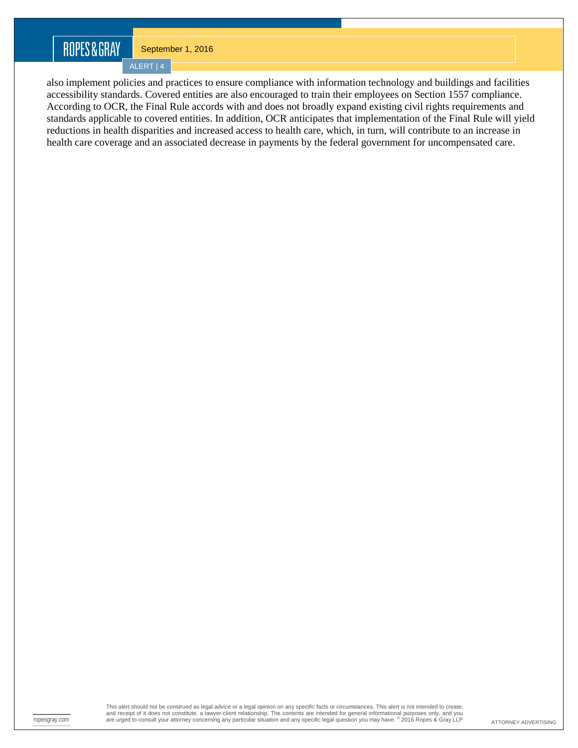also implement policies and practices to ensure compliance with information technology and buildings and facilities accessibility standards. Covered entities are also encouraged to train their employees on Section 1557 compliance. According to OCR, the Final Rule accords with and does not broadly expand existing civil rights requirements and standards applicable to covered entities. In addition, OCR anticipates that implementation of the Final Rule will yield reductions in health disparities and increased access to health care, which, in turn, will contribute to an increase in health care coverage and an associated decrease in payments by the federal government for uncompensated care.

This alert should not be construed as legal advice or a legal opinion on any specific facts or circumstances. This alert is not intended to create, and receipt of it does not constitute, a lawyer-client relationship. The contents are intended for general informational purposes only, and you are urged to consult your attorney concerning any particular situation and any specific legal question you may have. © 2016 Ropes & Gray LLP

ATTORNEY ADVERTISING